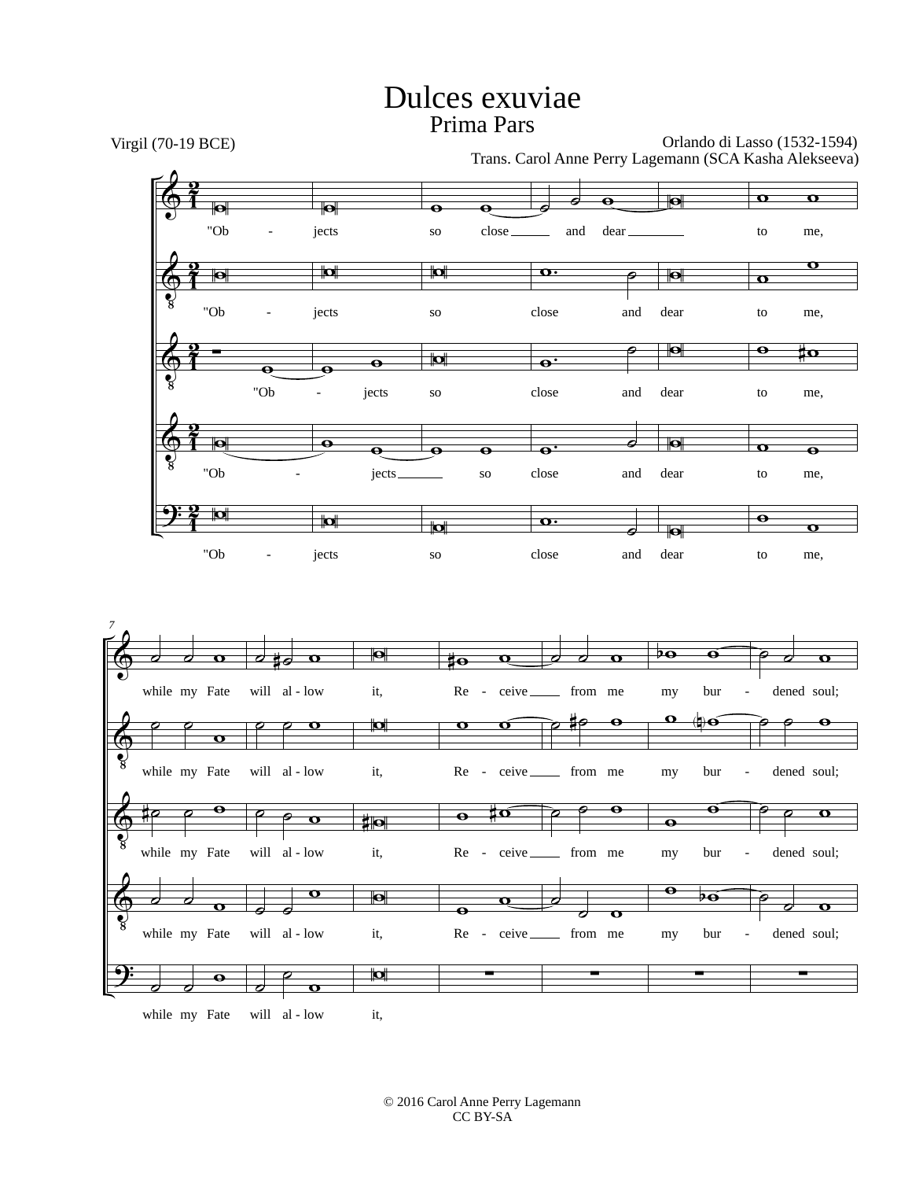# Dulces exuviae

## Prima Pars

Virgil (70-19 BCE)

Orlando di Lasso (1532-1594)
Trans. Carol Anne Perry Lagemann (SCA Kasha Alekseeva)

"Ob - jects so close and dear to me, while my Fate will al - low it, Re - ceive from me my bur - dened soul;

© 2016 Carol Anne Perry Lagemann
CC BY-SA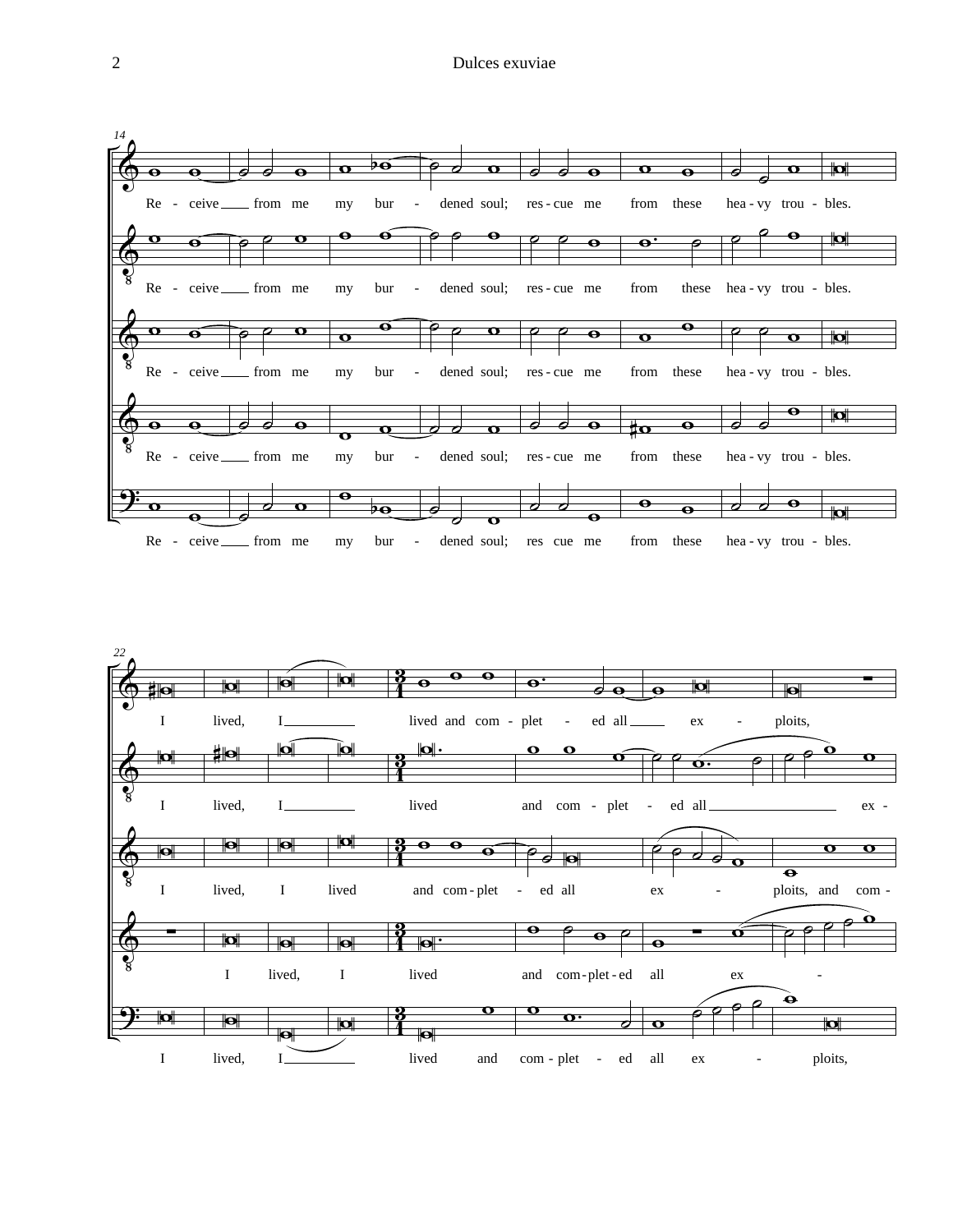14

Re - ceive from me my bur - dened soul; res - cue me from these hea - vy trou - bles.

Re - ceive from me my bur - dened soul; res - cue me from these hea - vy trou - bles.

Re - ceive from me my bur - dened soul; res - cue me from these hea - vy trou - bles.

Re - ceive from me my bur - dened soul; res - cue me from these hea - vy trou - bles.

Re - ceive from me my bur - dened soul; res cue me from these hea - vy trou - bles.

22

I lived, I lived and com - plet - ed all ex - ploits,

I lived, I lived and com - plet - ed all ex -

I lived, I lived and com - plet - ed all ex - ploits, and com -

I lived, I lived and com - plet - ed all ex -

I lived, I lived and com - plet - ed all ex - ploits,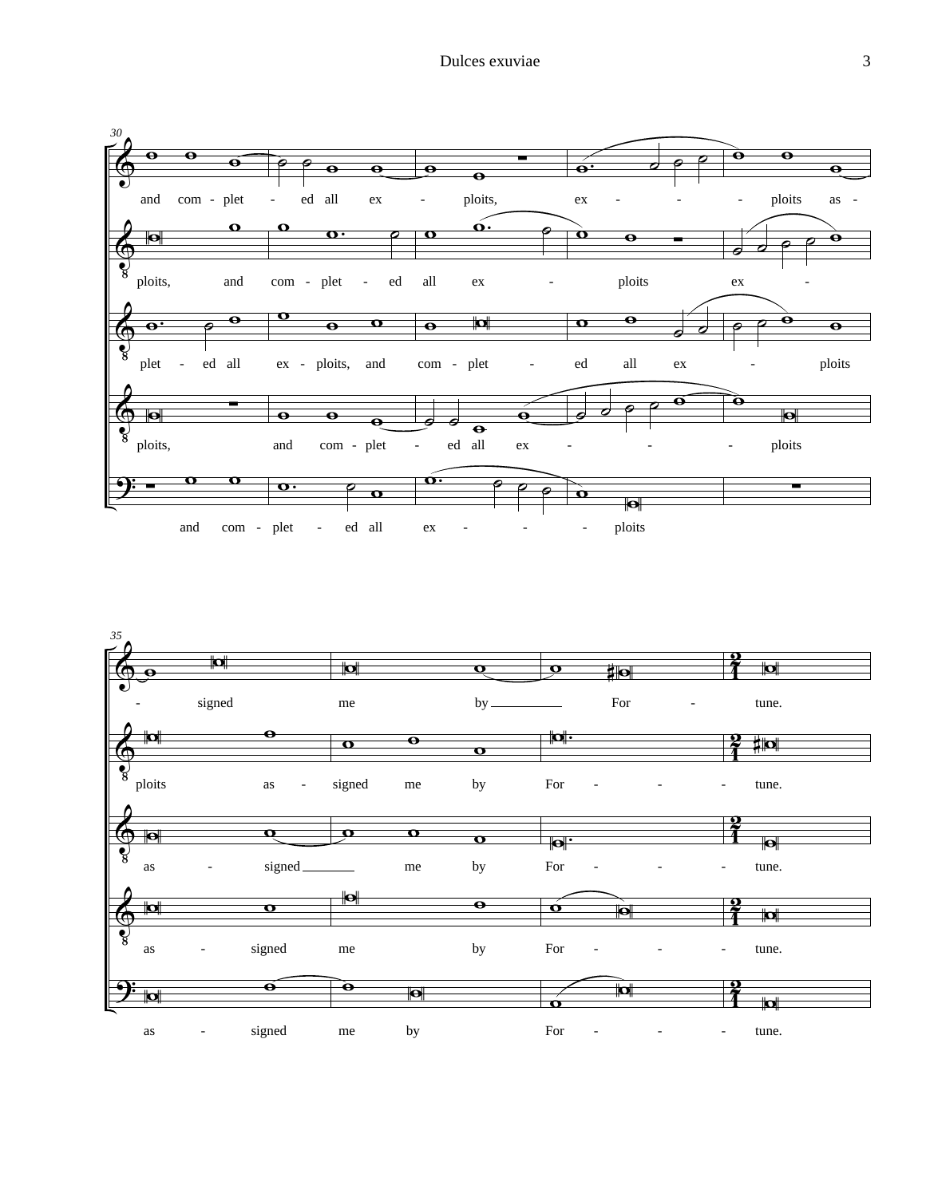30

and com - plet - ed all ex - ploits, ex - - - ploits as -

ploits, and com - plet - ed all ex - ploits ex -

plet - ed all ex - ploits, and com - plet - ed all ex - ploits

ploits, and com - plet - ed all ex - - - ploits

and com - plet - ed all ex - - - ploits

35

- signed me by For - tune.

ploits as - signed me by For - - - tune.

as - signed me by For - - - tune.

as - signed me by For - - - tune.

as - signed me by For - - - tune.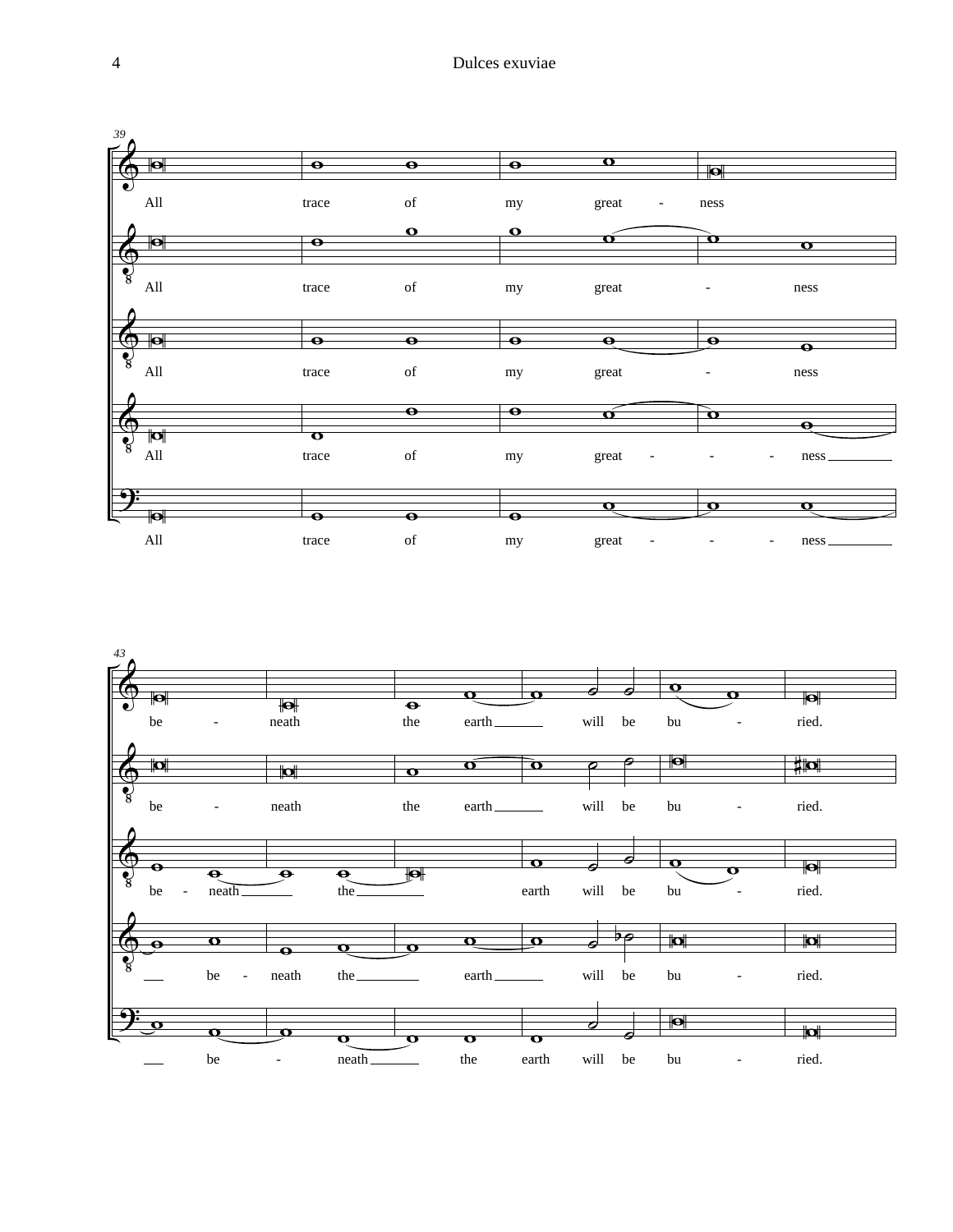39

All trace of my great - ness

All trace of my great - ness

All trace of my great - ness

All trace of my great - - - ness

All trace of my great - - - ness

43

be - neath the earth will be bu - ried.

be - neath the earth will be bu - ried.

be - neath the earth will be bu - ried.

be - neath the earth will be bu - ried.

be - neath the earth will be bu - ried.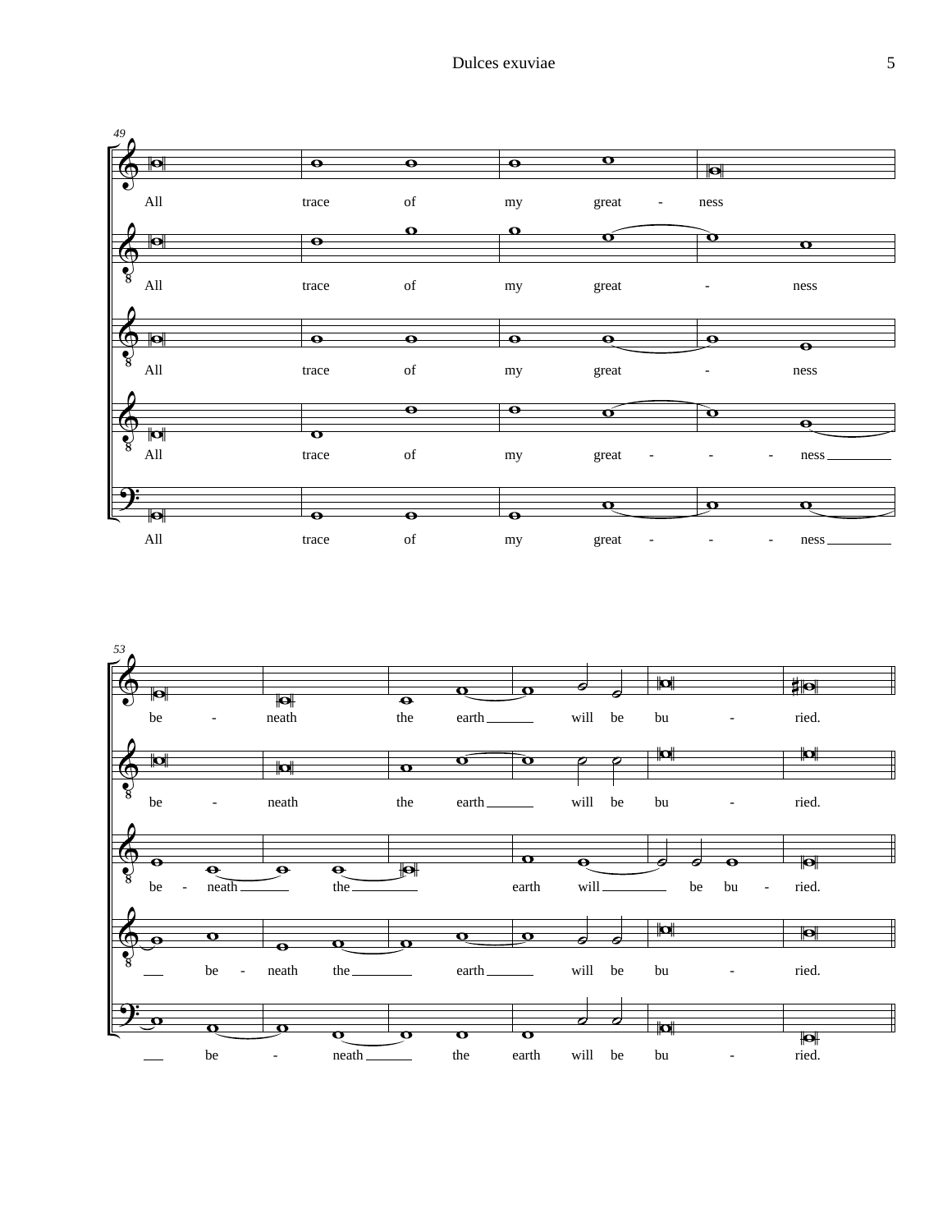49

All trace of my great - ness

All trace of my great - ness

All trace of my great - ness

All trace of my great - - - ness

All trace of my great - - - ness

53

be - neath the earth will be bu - ried.

be - neath the earth will be bu - ried.

be - neath the earth will be bu - ried.

be - neath the earth will be bu - ried.

be - neath the earth will be bu - ried.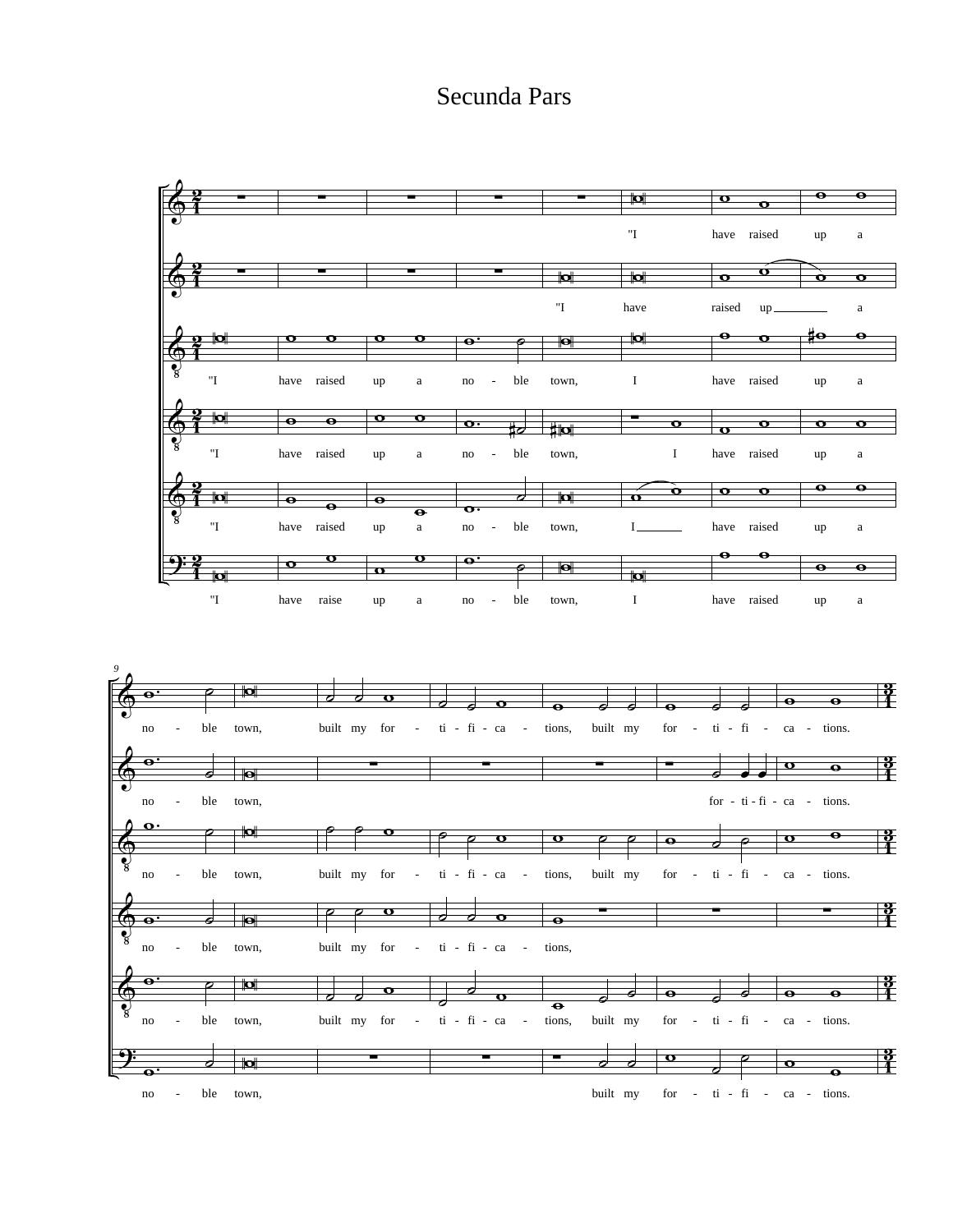# Secunda Pars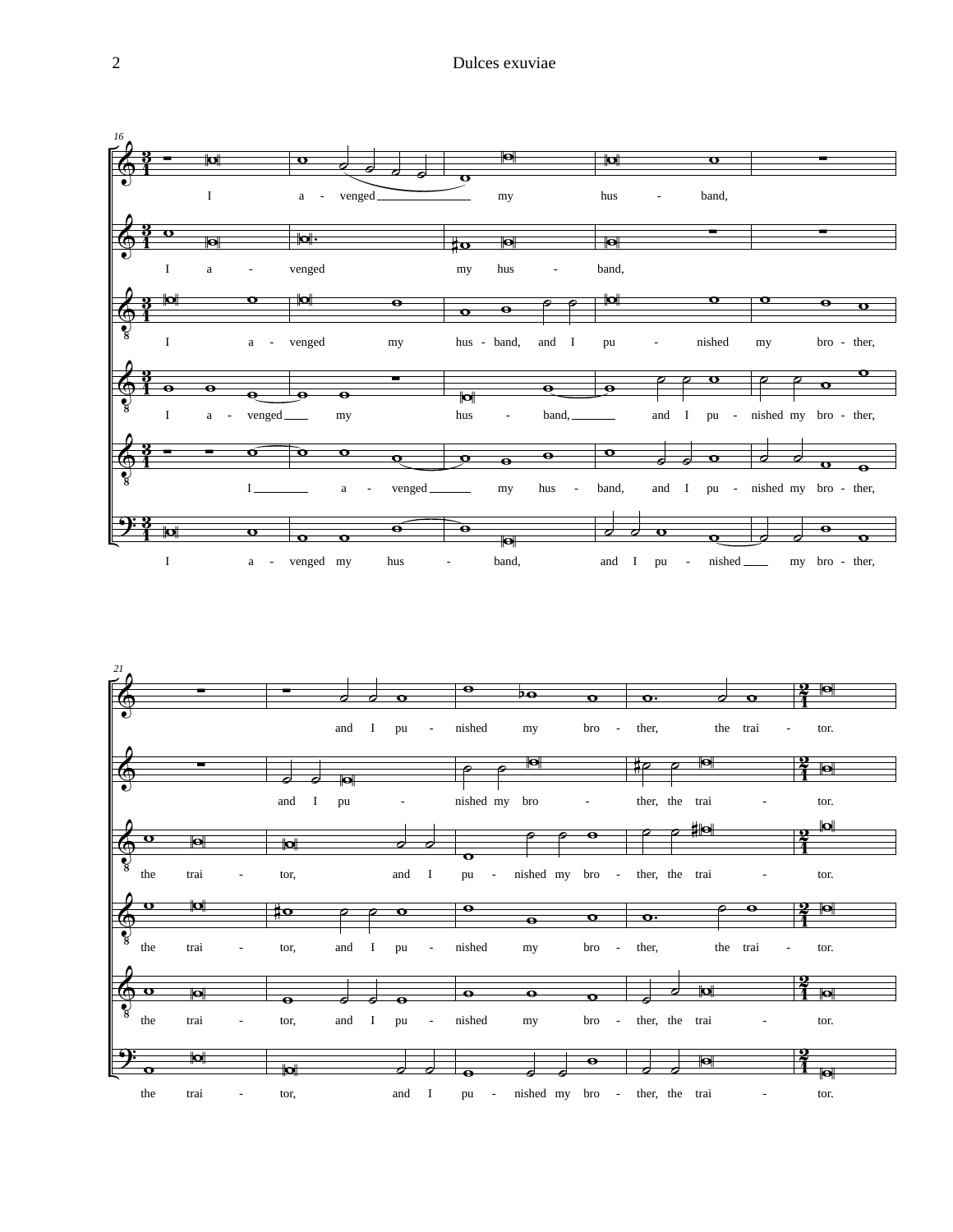16

I a - venged my hus - band,

I a - venged my hus - band,

I a - venged my hus - band, and I pu - nished my bro - ther,

I a - venged my hus - band, and I pu - nished my bro - ther,

I a - venged my hus - band, and I pu - nished my bro - ther,

I a - venged my hus - band, and I pu - nished my bro - ther,

21

and I pu - nished my bro - ther, the trai - tor.

and I pu - nished my bro - ther, the trai - tor.

the trai - tor, and I pu - nished my bro - ther, the trai - tor.

the trai - tor, and I pu - nished my bro - ther, the trai - tor.

the trai - tor, and I pu - nished my bro - ther, the trai - tor.

the trai - tor, and I pu - nished my bro - ther, the trai - tor.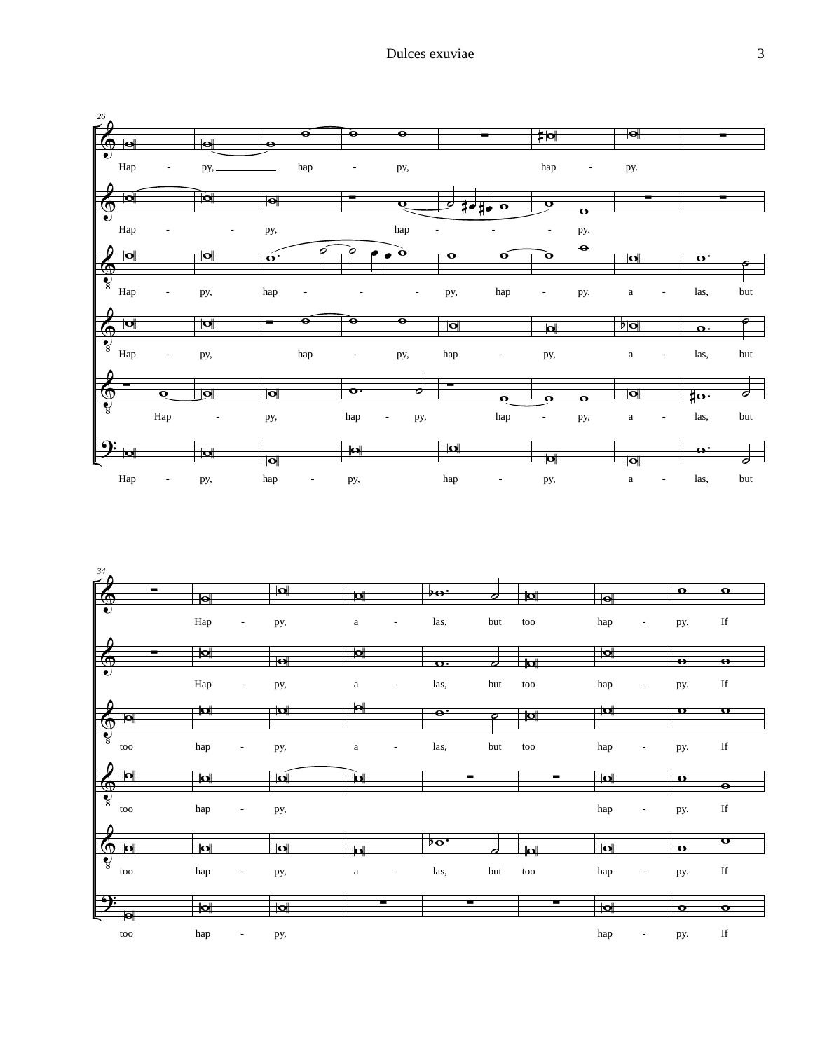26

Hap - py, hap - py, hap - py.

Hap - - py, hap - - - py.

Hap - py, hap - - - py, hap - py, a - las, but

Hap - py, hap - py, hap - py, a - las, but

Hap - py, hap - py, hap - py, a - las, but

Hap - py, hap - py, hap - py, a - las, but

34

Hap - py, a - las, but too hap - py. If

Hap - py, a - las, but too hap - py. If

too hap - py, a - las, but too hap - py. If

too hap - py, hap - py. If

too hap - py, a - las, but too hap - py. If

too hap - py, hap - py. If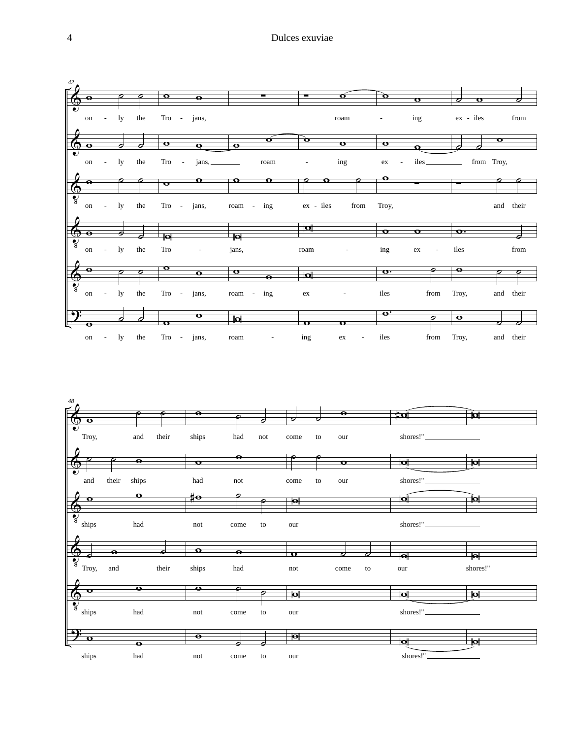42

on - ly the Tro - jans, roam - ing ex - iles from

on - ly the Tro - jans, roam - ing ex - iles from Troy,

on - ly the Tro - jans, roam - ing ex - iles from Troy, and their

on - ly the Tro - jans, roam - ing ex - iles from

on - ly the Tro - jans, roam - ing ex - iles from Troy, and their

on - ly the Tro - jans, roam - ing ex - iles from Troy, and their

48

Troy, and their ships had not come to our shores!"

and their ships had not come to our shores!"

ships had not come to our shores!"

Troy, and their ships had not come to our shores!"

ships had not come to our shores!"

ships had not come to our shores!"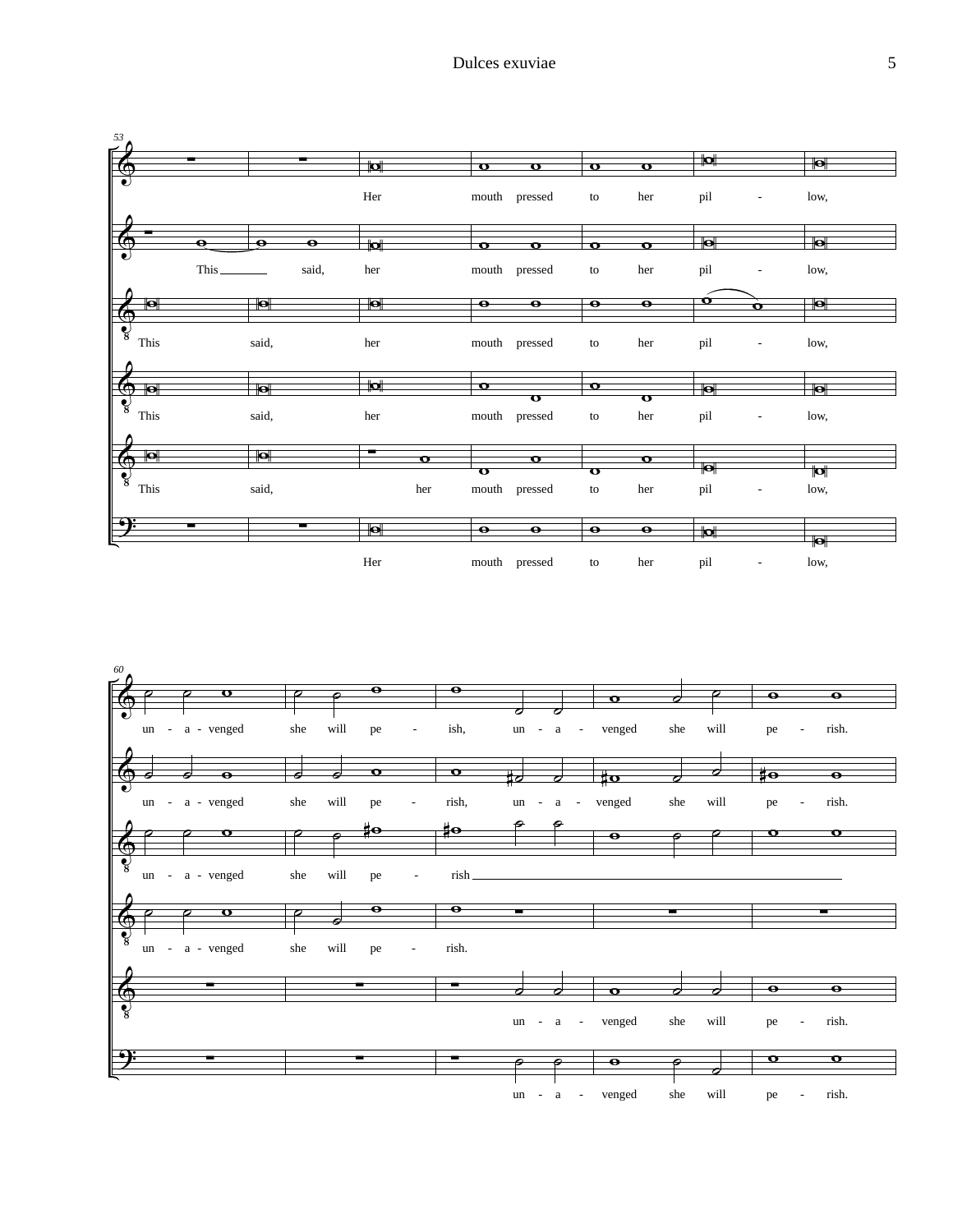53

Her mouth pressed to her pil - low,

This said, her mouth pressed to her pil - low,

This said, her mouth pressed to her pil - low,

This said, her mouth pressed to her pil - low,

This said, her mouth pressed to her pil - low,

Her mouth pressed to her pil - low,

60

un - a - venged she will pe - ish, un - a - venged she will pe - rish.

un - a - venged she will pe - rish, un - a - venged she will pe - rish.

un - a - venged she will pe - rish

un - a - venged she will pe - rish.

un - a - venged she will pe - rish.

un - a - venged she will pe - rish.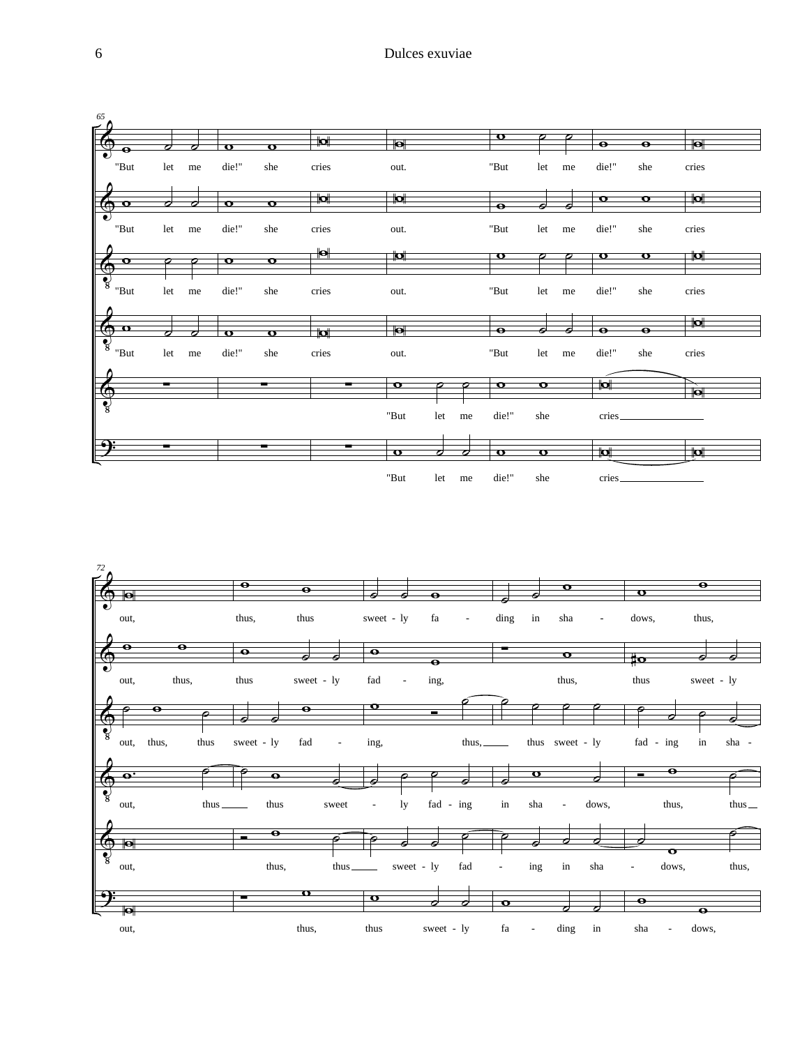65

"But let me die!" she cries out. "But let me die!" she cries

"But let me die!" she cries out. "But let me die!" she cries

"But let me die!" she cries out. "But let me die!" she cries

"But let me die!" she cries out. "But let me die!" she cries

"But let me die!" she cries\_\_\_\_\_\_\_\_

"But let me die!" she cries\_\_\_\_\_\_\_\_

72

out, thus, thus sweet - ly fa - ding in sha - dows, thus,

out, thus, thus sweet - ly fad - ing, thus, thus sweet - ly

out, thus, thus sweet - ly fad - ing, thus,\_\_\_ thus sweet - ly fad - ing in sha -

out, thus\_\_\_ thus sweet - ly fad - ing in sha - dows, thus, thus\_\_

out, thus, thus\_\_\_ sweet - ly fad - ing in sha - dows, thus,

out, thus, thus sweet - ly fa - ding in sha - dows,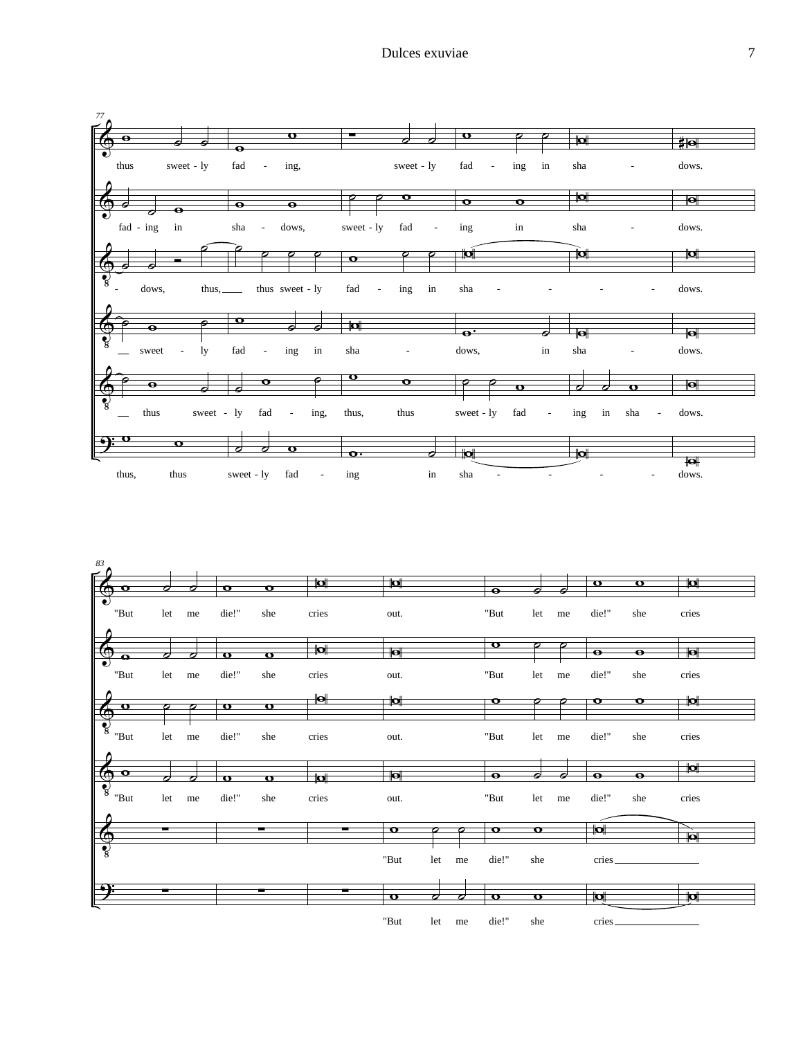77

thus sweet - ly fad - ing, sweet - ly fad - ing in sha - dows.

fad - ing in sha - dows, sweet - ly fad - ing in sha - dows.

- dows, thus, thus sweet - ly fad - ing in sha - - - - dows.

sweet - ly fad - ing in sha - dows, in sha - dows.

thus sweet - ly fad - ing, thus, thus sweet - ly fad - ing in sha - dows.

thus, thus sweet - ly fad - ing in sha - - - - dows.

83

"But let me die!" she cries out. "But let me die!" she cries

"But let me die!" she cries out. "But let me die!" she cries

"But let me die!" she cries out. "But let me die!" she cries

"But let me die!" she cries out. "But let me die!" she cries

"But let me die!" she cries

"But let me die!" she cries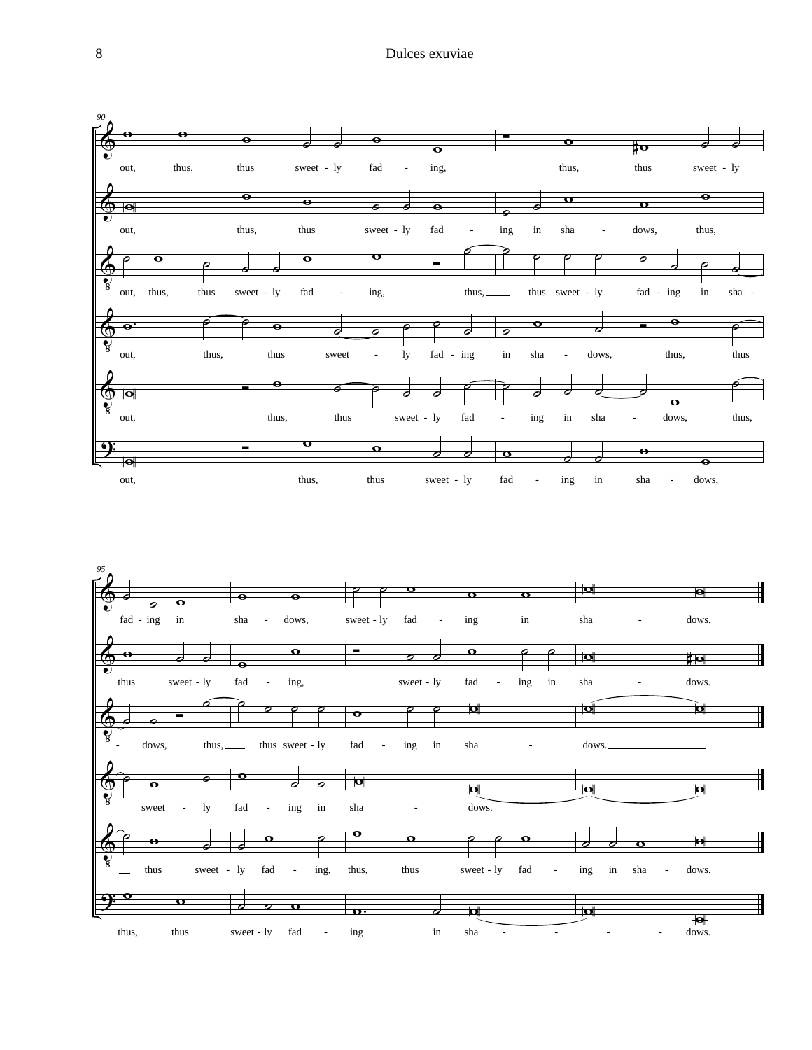90

out, thus, thus sweet - ly fad - ing, thus, thus sweet - ly

out, thus, thus sweet - ly fad - ing in sha - dows, thus,

out, thus, thus sweet - ly fad - ing, thus, thus sweet - ly fad - ing in sha -

out, thus, thus sweet - ly fad - ing in sha - dows, thus, thus

out, thus, thus sweet - ly fad - ing in sha - dows, thus,

out, thus, thus sweet - ly fad - ing in sha - dows,

95

fad - ing in sha - dows, sweet - ly fad - ing in sha - dows.

thus sweet - ly fad - ing, sweet - ly fad - ing in sha - dows.

- dows, thus, thus sweet - ly fad - ing in sha - dows.

sweet - ly fad - ing in sha - dows.

thus sweet - ly fad - ing, thus, thus sweet - ly fad - ing in sha - dows.

thus, thus sweet - ly fad - ing in sha - - - - dows.